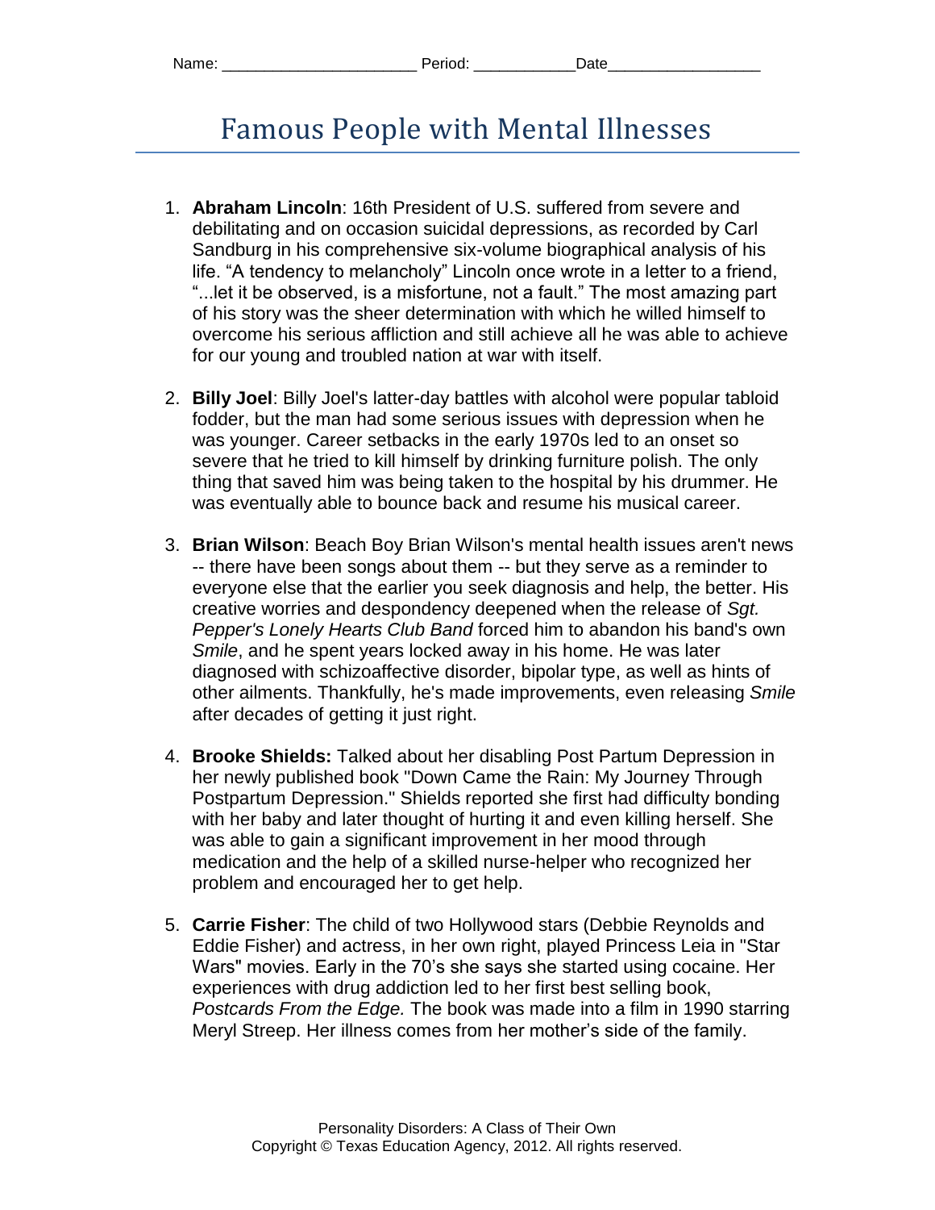Name: ______________________ Period: ___________Date_________________

# Famous People with Mental Illnesses

1. **Abraham Lincoln**: 16th President of U.S. suffered from severe and debilitating and on occasion suicidal depressions, as recorded by Carl Sandburg in his comprehensive six-volume biographical analysis of his life. "A tendency to melancholy" Lincoln once wrote in a letter to a friend, "...let it be observed, is a misfortune, not a fault." The most amazing part of his story was the sheer determination with which he willed himself to overcome his serious affliction and still achieve all he was able to achieve for our young and troubled nation at war with itself.

2. **Billy Joel**: Billy Joel's latter-day battles with alcohol were popular tabloid fodder, but the man had some serious issues with depression when he was younger. Career setbacks in the early 1970s led to an onset so severe that he tried to kill himself by drinking furniture polish. The only thing that saved him was being taken to the hospital by his drummer. He was eventually able to bounce back and resume his musical career.

3. **Brian Wilson**: Beach Boy Brian Wilson's mental health issues aren't news -- there have been songs about them -- but they serve as a reminder to everyone else that the earlier you seek diagnosis and help, the better. His creative worries and despondency deepened when the release of *Sgt. Pepper's Lonely Hearts Club Band* forced him to abandon his band's own *Smile*, and he spent years locked away in his home. He was later diagnosed with schizoaffective disorder, bipolar type, as well as hints of other ailments. Thankfully, he's made improvements, even releasing *Smile* after decades of getting it just right.

4. **Brooke Shields:** Talked about her disabling Post Partum Depression in her newly published book "Down Came the Rain: My Journey Through Postpartum Depression." Shields reported she first had difficulty bonding with her baby and later thought of hurting it and even killing herself. She was able to gain a significant improvement in her mood through medication and the help of a skilled nurse-helper who recognized her problem and encouraged her to get help.

5. **Carrie Fisher**: The child of two Hollywood stars (Debbie Reynolds and Eddie Fisher) and actress, in her own right, played Princess Leia in "Star Wars" movies. Early in the 70's she says she started using cocaine. Her experiences with drug addiction led to her first best selling book, *Postcards From the Edge.* The book was made into a film in 1990 starring Meryl Streep. Her illness comes from her mother's side of the family.

Personality Disorders: A Class of Their Own
Copyright © Texas Education Agency, 2012. All rights reserved.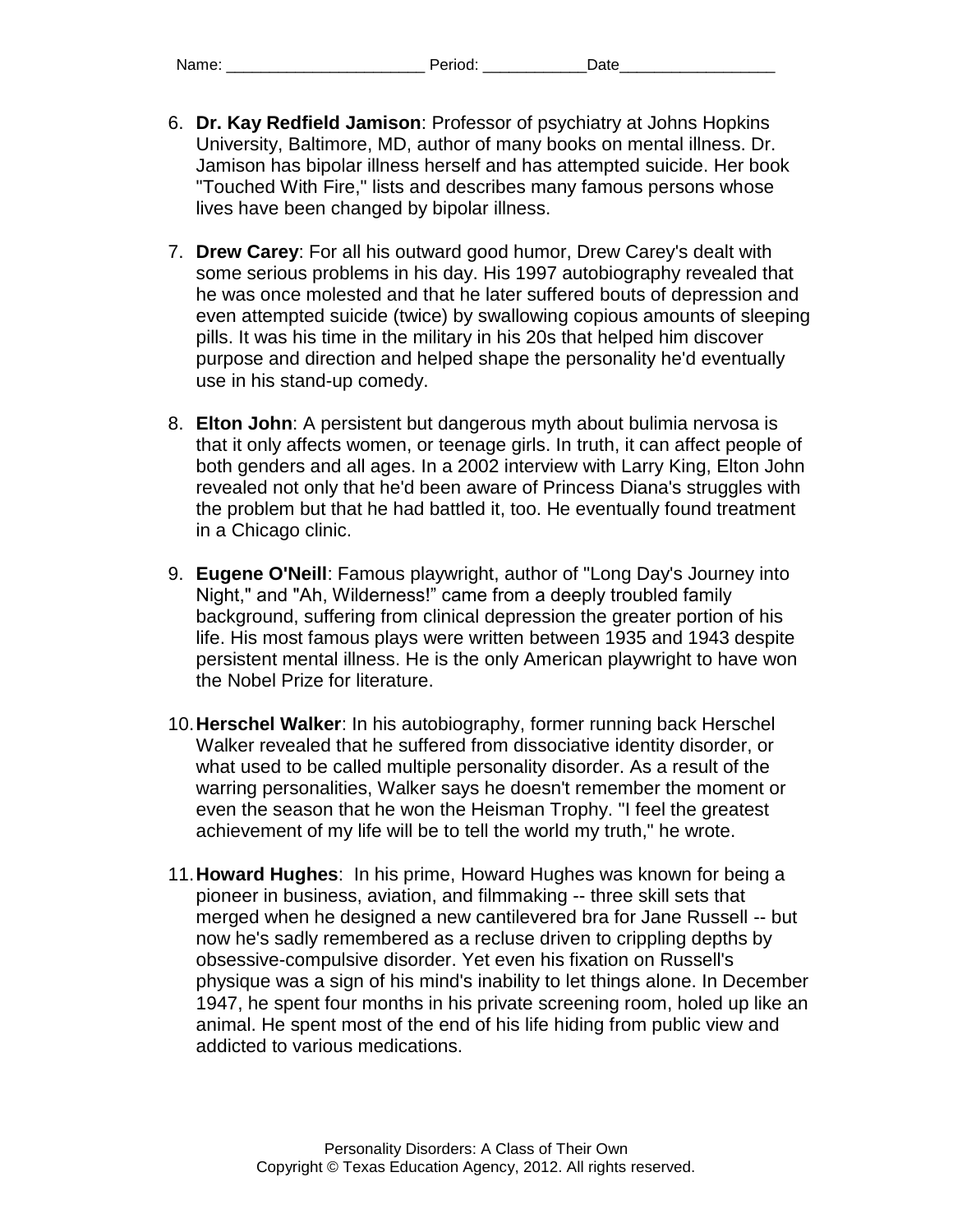Name: ______________________ Period: ___________Date_________________

6. **Dr. Kay Redfield Jamison**: Professor of psychiatry at Johns Hopkins University, Baltimore, MD, author of many books on mental illness. Dr. Jamison has bipolar illness herself and has attempted suicide. Her book "Touched With Fire," lists and describes many famous persons whose lives have been changed by bipolar illness.

7. **Drew Carey**: For all his outward good humor, Drew Carey's dealt with some serious problems in his day. His 1997 autobiography revealed that he was once molested and that he later suffered bouts of depression and even attempted suicide (twice) by swallowing copious amounts of sleeping pills. It was his time in the military in his 20s that helped him discover purpose and direction and helped shape the personality he'd eventually use in his stand-up comedy.

8. **Elton John**: A persistent but dangerous myth about bulimia nervosa is that it only affects women, or teenage girls. In truth, it can affect people of both genders and all ages. In a 2002 interview with Larry King, Elton John revealed not only that he'd been aware of Princess Diana's struggles with the problem but that he had battled it, too. He eventually found treatment in a Chicago clinic.

9. **Eugene O'Neill**: Famous playwright, author of "Long Day's Journey into Night," and "Ah, Wilderness!" came from a deeply troubled family background, suffering from clinical depression the greater portion of his life. His most famous plays were written between 1935 and 1943 despite persistent mental illness. He is the only American playwright to have won the Nobel Prize for literature.

10. **Herschel Walker**: In his autobiography, former running back Herschel Walker revealed that he suffered from dissociative identity disorder, or what used to be called multiple personality disorder. As a result of the warring personalities, Walker says he doesn't remember the moment or even the season that he won the Heisman Trophy. "I feel the greatest achievement of my life will be to tell the world my truth," he wrote.

11. **Howard Hughes**: In his prime, Howard Hughes was known for being a pioneer in business, aviation, and filmmaking -- three skill sets that merged when he designed a new cantilevered bra for Jane Russell -- but now he's sadly remembered as a recluse driven to crippling depths by obsessive-compulsive disorder. Yet even his fixation on Russell's physique was a sign of his mind's inability to let things alone. In December 1947, he spent four months in his private screening room, holed up like an animal. He spent most of the end of his life hiding from public view and addicted to various medications.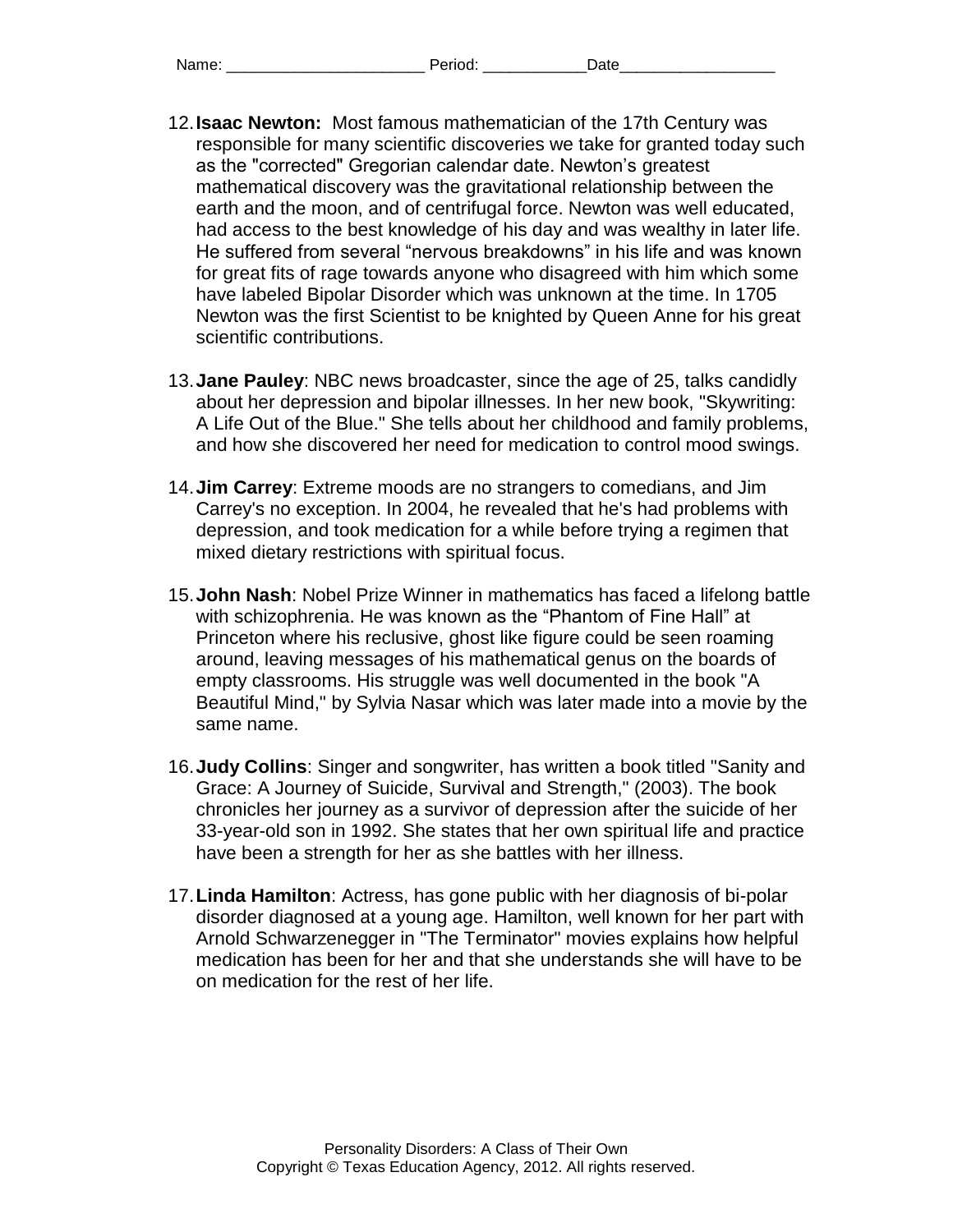Name: _______________________ Period: ____________Date__________________

12. **Isaac Newton:** Most famous mathematician of the 17th Century was responsible for many scientific discoveries we take for granted today such as the "corrected" Gregorian calendar date. Newton's greatest mathematical discovery was the gravitational relationship between the earth and the moon, and of centrifugal force. Newton was well educated, had access to the best knowledge of his day and was wealthy in later life. He suffered from several "nervous breakdowns" in his life and was known for great fits of rage towards anyone who disagreed with him which some have labeled Bipolar Disorder which was unknown at the time. In 1705 Newton was the first Scientist to be knighted by Queen Anne for his great scientific contributions.

13. **Jane Pauley**: NBC news broadcaster, since the age of 25, talks candidly about her depression and bipolar illnesses. In her new book, "Skywriting: A Life Out of the Blue." She tells about her childhood and family problems, and how she discovered her need for medication to control mood swings.

14. **Jim Carrey**: Extreme moods are no strangers to comedians, and Jim Carrey's no exception. In 2004, he revealed that he's had problems with depression, and took medication for a while before trying a regimen that mixed dietary restrictions with spiritual focus.

15. **John Nash**: Nobel Prize Winner in mathematics has faced a lifelong battle with schizophrenia. He was known as the "Phantom of Fine Hall" at Princeton where his reclusive, ghost like figure could be seen roaming around, leaving messages of his mathematical genus on the boards of empty classrooms. His struggle was well documented in the book "A Beautiful Mind," by Sylvia Nasar which was later made into a movie by the same name.

16. **Judy Collins**: Singer and songwriter, has written a book titled "Sanity and Grace: A Journey of Suicide, Survival and Strength," (2003). The book chronicles her journey as a survivor of depression after the suicide of her 33-year-old son in 1992. She states that her own spiritual life and practice have been a strength for her as she battles with her illness.

17. **Linda Hamilton**: Actress, has gone public with her diagnosis of bi-polar disorder diagnosed at a young age. Hamilton, well known for her part with Arnold Schwarzenegger in "The Terminator" movies explains how helpful medication has been for her and that she understands she will have to be on medication for the rest of her life.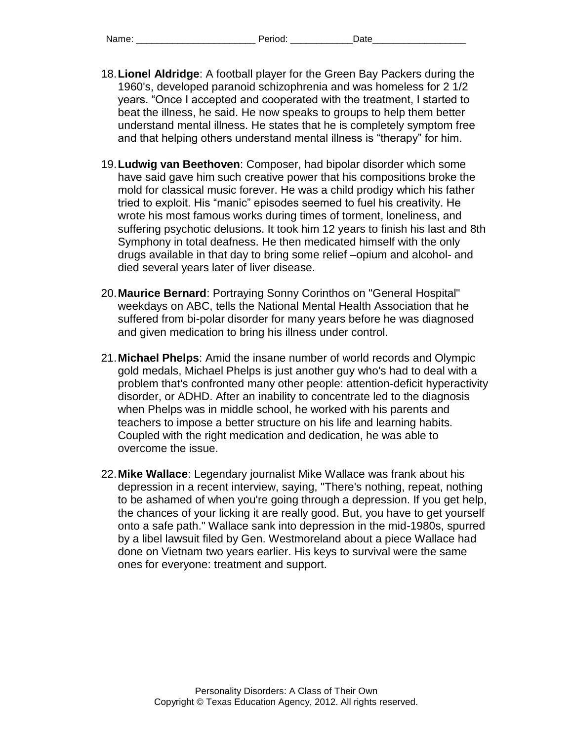Name: ______________________ Period: ___________Date_________________

18. **Lionel Aldridge**: A football player for the Green Bay Packers during the 1960's, developed paranoid schizophrenia and was homeless for 2 1/2 years. "Once I accepted and cooperated with the treatment, I started to beat the illness, he said. He now speaks to groups to help them better understand mental illness. He states that he is completely symptom free and that helping others understand mental illness is "therapy" for him.

19. **Ludwig van Beethoven**: Composer, had bipolar disorder which some have said gave him such creative power that his compositions broke the mold for classical music forever. He was a child prodigy which his father tried to exploit. His "manic" episodes seemed to fuel his creativity. He wrote his most famous works during times of torment, loneliness, and suffering psychotic delusions. It took him 12 years to finish his last and 8th Symphony in total deafness. He then medicated himself with the only drugs available in that day to bring some relief –opium and alcohol- and died several years later of liver disease.

20. **Maurice Bernard**: Portraying Sonny Corinthos on "General Hospital" weekdays on ABC, tells the National Mental Health Association that he suffered from bi-polar disorder for many years before he was diagnosed and given medication to bring his illness under control.

21. **Michael Phelps**: Amid the insane number of world records and Olympic gold medals, Michael Phelps is just another guy who's had to deal with a problem that's confronted many other people: attention-deficit hyperactivity disorder, or ADHD. After an inability to concentrate led to the diagnosis when Phelps was in middle school, he worked with his parents and teachers to impose a better structure on his life and learning habits. Coupled with the right medication and dedication, he was able to overcome the issue.

22. **Mike Wallace**: Legendary journalist Mike Wallace was frank about his depression in a recent interview, saying, "There's nothing, repeat, nothing to be ashamed of when you're going through a depression. If you get help, the chances of your licking it are really good. But, you have to get yourself onto a safe path." Wallace sank into depression in the mid-1980s, spurred by a libel lawsuit filed by Gen. Westmoreland about a piece Wallace had done on Vietnam two years earlier. His keys to survival were the same ones for everyone: treatment and support.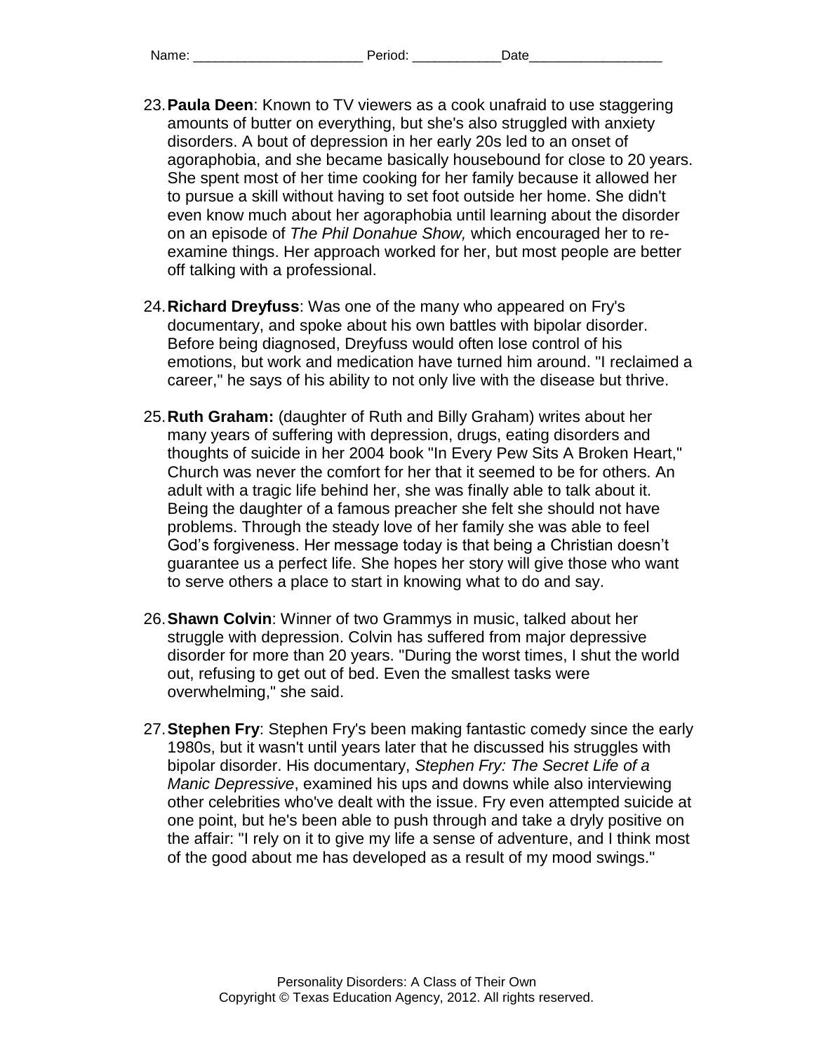Name: ______________________ Period: ___________Date_________________

23. **Paula Deen**: Known to TV viewers as a cook unafraid to use staggering amounts of butter on everything, but she's also struggled with anxiety disorders. A bout of depression in her early 20s led to an onset of agoraphobia, and she became basically housebound for close to 20 years. She spent most of her time cooking for her family because it allowed her to pursue a skill without having to set foot outside her home. She didn't even know much about her agoraphobia until learning about the disorder on an episode of *The Phil Donahue Show,* which encouraged her to re-examine things. Her approach worked for her, but most people are better off talking with a professional.

24. **Richard Dreyfuss**: Was one of the many who appeared on Fry's documentary, and spoke about his own battles with bipolar disorder. Before being diagnosed, Dreyfuss would often lose control of his emotions, but work and medication have turned him around. "I reclaimed a career," he says of his ability to not only live with the disease but thrive.

25. **Ruth Graham:** (daughter of Ruth and Billy Graham) writes about her many years of suffering with depression, drugs, eating disorders and thoughts of suicide in her 2004 book "In Every Pew Sits A Broken Heart," Church was never the comfort for her that it seemed to be for others. An adult with a tragic life behind her, she was finally able to talk about it. Being the daughter of a famous preacher she felt she should not have problems. Through the steady love of her family she was able to feel God's forgiveness. Her message today is that being a Christian doesn't guarantee us a perfect life. She hopes her story will give those who want to serve others a place to start in knowing what to do and say.

26. **Shawn Colvin**: Winner of two Grammys in music, talked about her struggle with depression. Colvin has suffered from major depressive disorder for more than 20 years. "During the worst times, I shut the world out, refusing to get out of bed. Even the smallest tasks were overwhelming," she said.

27. **Stephen Fry**: Stephen Fry's been making fantastic comedy since the early 1980s, but it wasn't until years later that he discussed his struggles with bipolar disorder. His documentary, *Stephen Fry: The Secret Life of a Manic Depressive*, examined his ups and downs while also interviewing other celebrities who've dealt with the issue. Fry even attempted suicide at one point, but he's been able to push through and take a dryly positive on the affair: "I rely on it to give my life a sense of adventure, and I think most of the good about me has developed as a result of my mood swings."

Personality Disorders: A Class of Their Own
Copyright © Texas Education Agency, 2012. All rights reserved.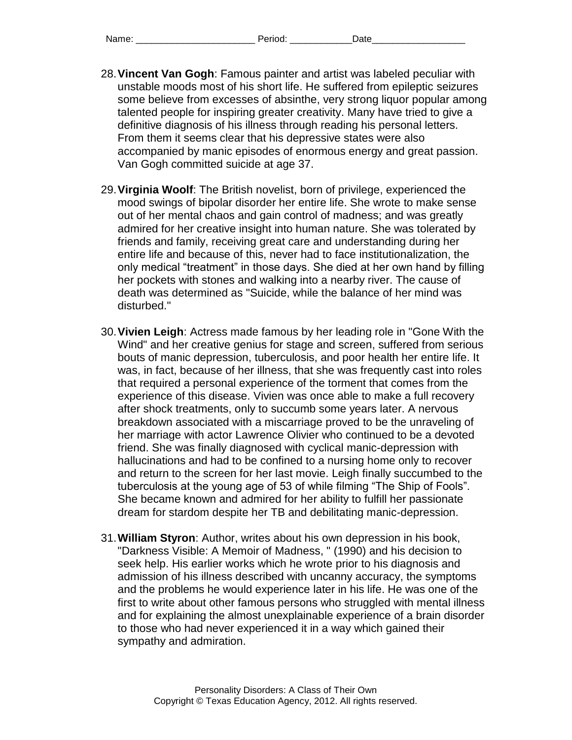Name: ______________________ Period: ___________Date_________________

28. **Vincent Van Gogh**: Famous painter and artist was labeled peculiar with unstable moods most of his short life. He suffered from epileptic seizures some believe from excesses of absinthe, very strong liquor popular among talented people for inspiring greater creativity. Many have tried to give a definitive diagnosis of his illness through reading his personal letters. From them it seems clear that his depressive states were also accompanied by manic episodes of enormous energy and great passion. Van Gogh committed suicide at age 37.

29. **Virginia Woolf**: The British novelist, born of privilege, experienced the mood swings of bipolar disorder her entire life. She wrote to make sense out of her mental chaos and gain control of madness; and was greatly admired for her creative insight into human nature. She was tolerated by friends and family, receiving great care and understanding during her entire life and because of this, never had to face institutionalization, the only medical "treatment" in those days. She died at her own hand by filling her pockets with stones and walking into a nearby river. The cause of death was determined as "Suicide, while the balance of her mind was disturbed."

30. **Vivien Leigh**: Actress made famous by her leading role in "Gone With the Wind" and her creative genius for stage and screen, suffered from serious bouts of manic depression, tuberculosis, and poor health her entire life. It was, in fact, because of her illness, that she was frequently cast into roles that required a personal experience of the torment that comes from the experience of this disease. Vivien was once able to make a full recovery after shock treatments, only to succumb some years later. A nervous breakdown associated with a miscarriage proved to be the unraveling of her marriage with actor Lawrence Olivier who continued to be a devoted friend. She was finally diagnosed with cyclical manic-depression with hallucinations and had to be confined to a nursing home only to recover and return to the screen for her last movie. Leigh finally succumbed to the tuberculosis at the young age of 53 of while filming "The Ship of Fools". She became known and admired for her ability to fulfill her passionate dream for stardom despite her TB and debilitating manic-depression.

31. **William Styron**: Author, writes about his own depression in his book, "Darkness Visible: A Memoir of Madness, " (1990) and his decision to seek help. His earlier works which he wrote prior to his diagnosis and admission of his illness described with uncanny accuracy, the symptoms and the problems he would experience later in his life. He was one of the first to write about other famous persons who struggled with mental illness and for explaining the almost unexplainable experience of a brain disorder to those who had never experienced it in a way which gained their sympathy and admiration.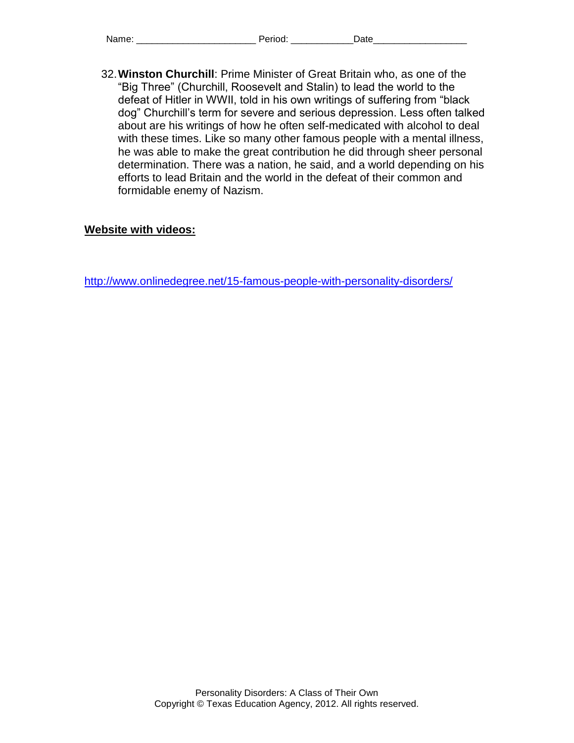Name: ______________________ Period: ___________Date_________________

32. **Winston Churchill**: Prime Minister of Great Britain who, as one of the "Big Three" (Churchill, Roosevelt and Stalin) to lead the world to the defeat of Hitler in WWII, told in his own writings of suffering from "black dog" Churchill's term for severe and serious depression. Less often talked about are his writings of how he often self-medicated with alcohol to deal with these times. Like so many other famous people with a mental illness, he was able to make the great contribution he did through sheer personal determination. There was a nation, he said, and a world depending on his efforts to lead Britain and the world in the defeat of their common and formidable enemy of Nazism.

**Website with videos:**

http://www.onlinedegree.net/15-famous-people-with-personality-disorders/